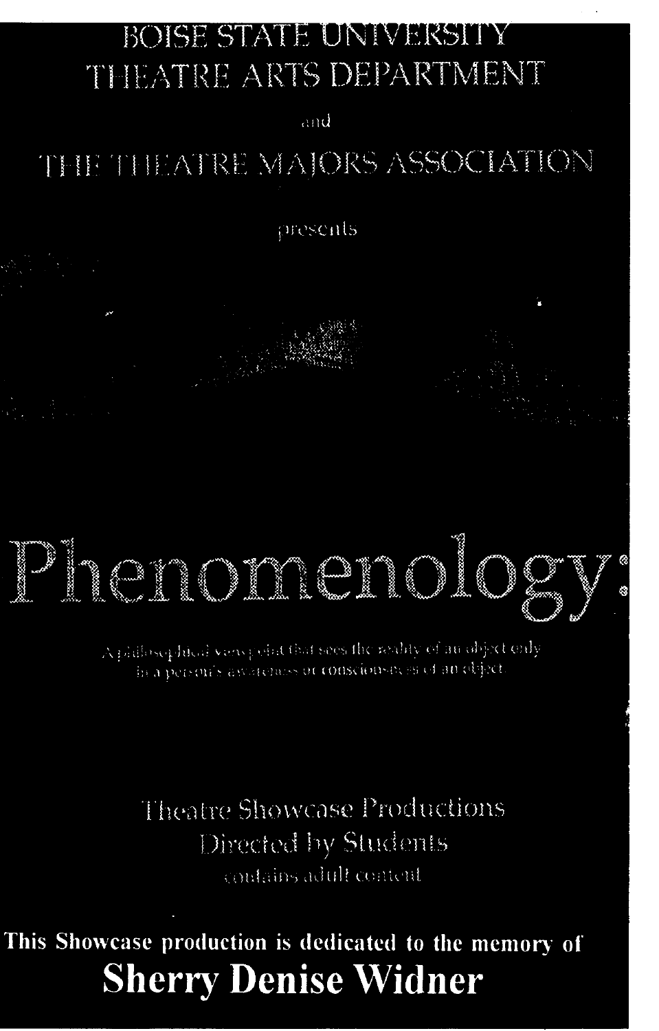BOISE STATE UNIVERSITY
THEATRE ARTS DEPARTMENT

and

THE THEATRE MAJORS ASSOCIATION

presents

# Phenomenology:

A philosophical viewpoint that sees the reality of an object only in a person's awareness or consciousness of an object.

Theatre Showcase Productions
Directed by Students
contains adult content

**This Showcase production is dedicated to the memory of**
**Sherry Denise Widner**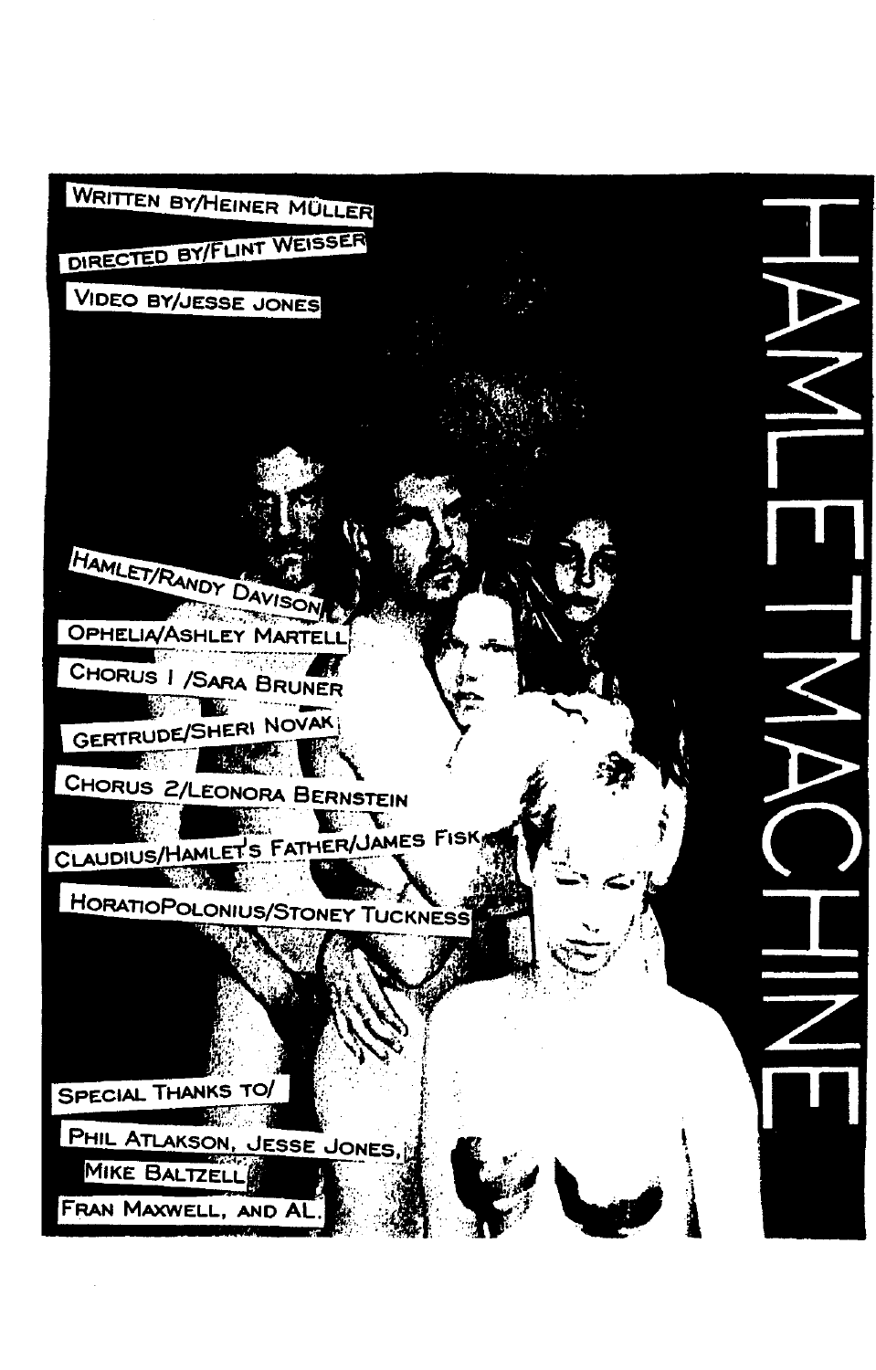# HAMLETMACHINE

Written by/Heiner Müller

Directed by/Flint Weisser

Video by/Jesse Jones

Hamlet/Randy Davison

Ophelia/Ashley Martell

Chorus 1 /Sara Bruner

Gertrude/Sheri Novak

Chorus 2/Leonora Bernstein

Claudius/Hamlet's Father/James Fisk

HoratioPolonius/Stoney Tuckness

Special Thanks to/

Phil Atlakson, Jesse Jones, Mike Baltzell,

Fran Maxwell, and Al.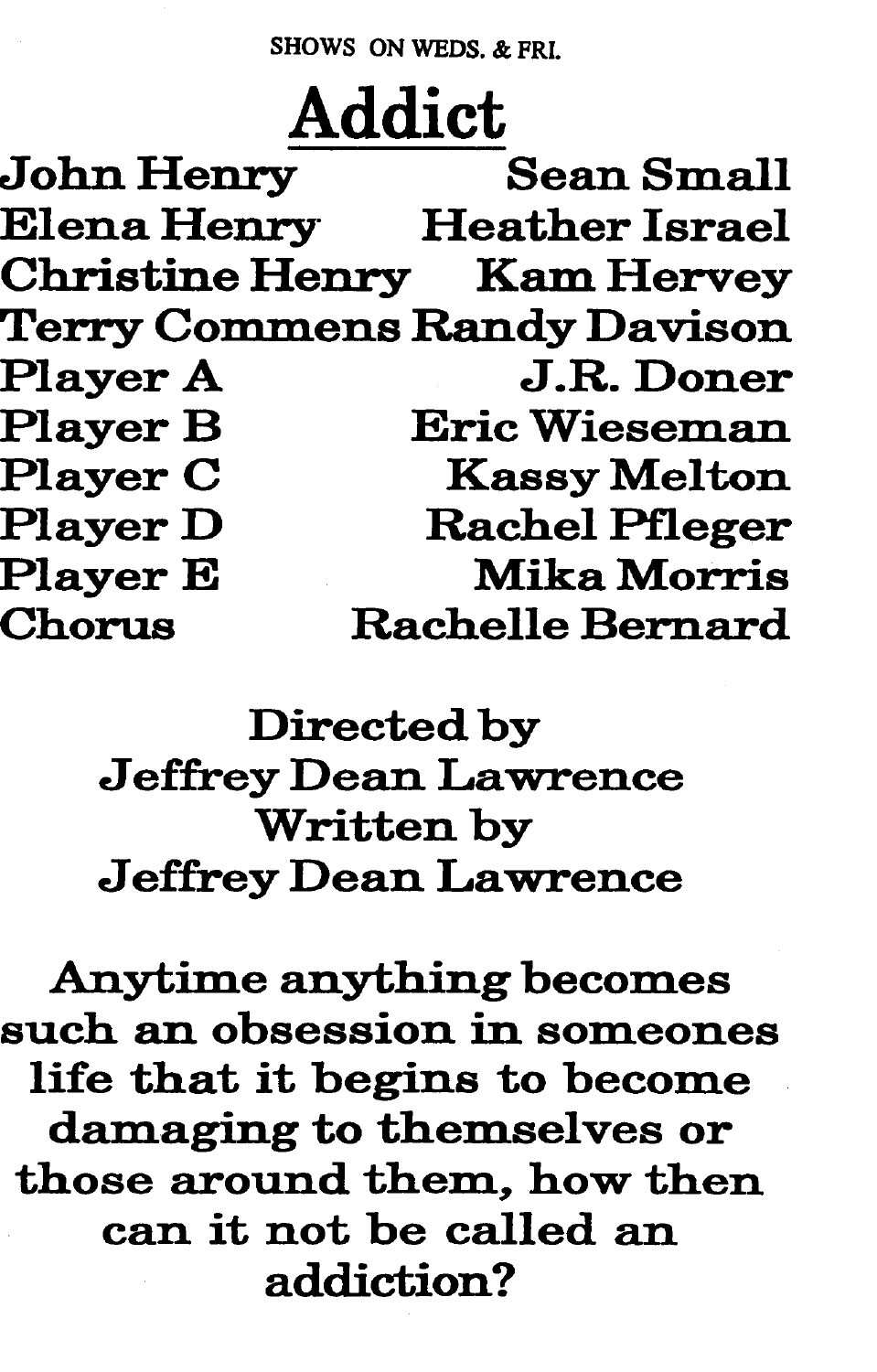SHOWS ON WEDS. & FRI.

# Addict

| Character | Actor |
| --- | --- |
| John Henry | Sean Small |
| Elena Henry | Heather Israel |
| Christine Henry | Kam Hervey |
| Terry Commens | Randy Davison |
| Player A | J.R. Doner |
| Player B | Eric Wieseman |
| Player C | Kassy Melton |
| Player D | Rachel Pfleger |
| Player E | Mika Morris |
| Chorus | Rachelle Bernard |

Directed by
Jeffrey Dean Lawrence
Written by
Jeffrey Dean Lawrence

Anytime anything becomes such an obsession in someones life that it begins to become damaging to themselves or those around them, how then can it not be called an addiction?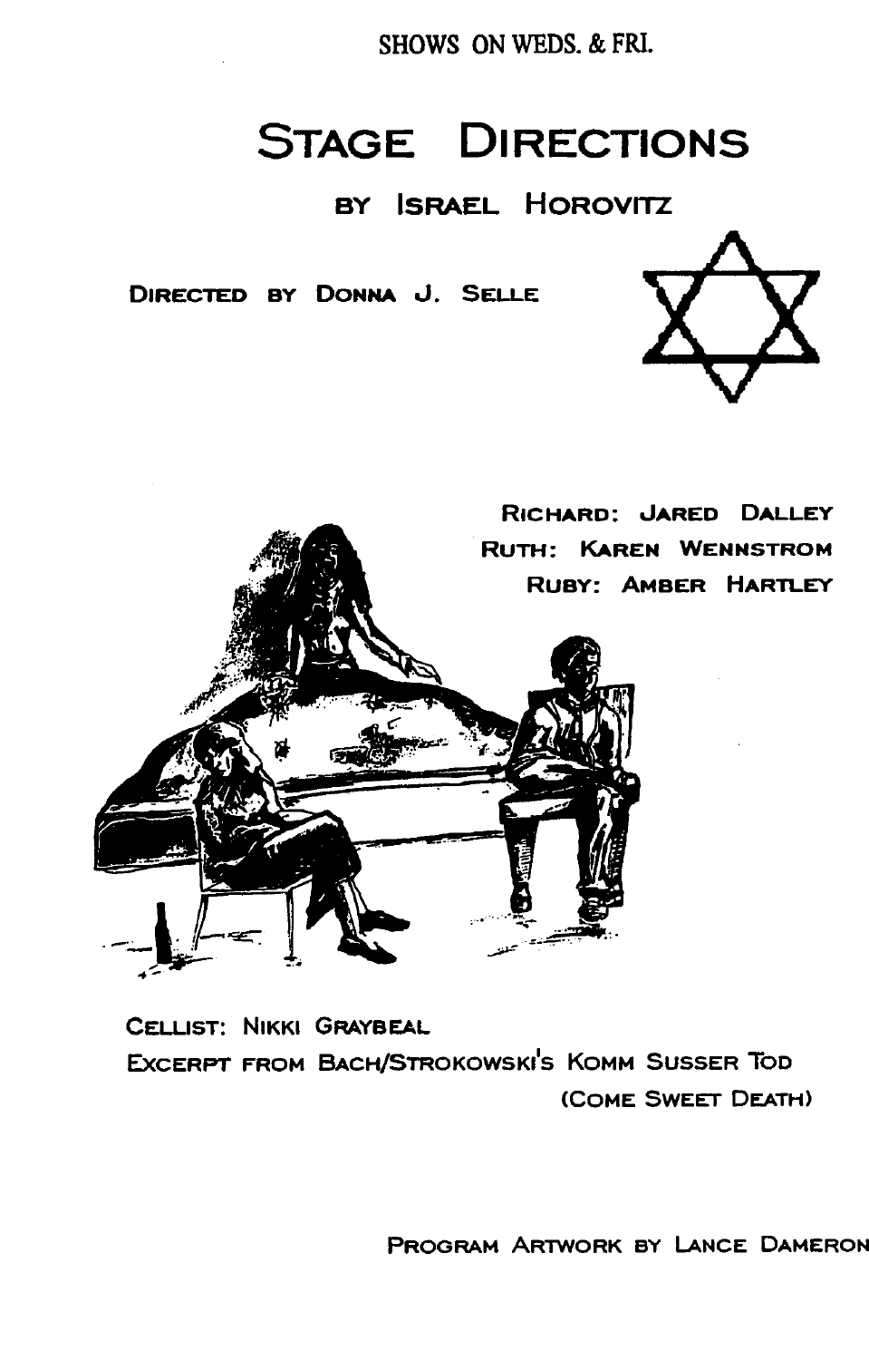SHOWS ON WEDS. & FRI.

# Stage Directions

## by Israel Horovitz

Directed by Donna J. Selle

Richard: Jared Dalley
Ruth: Karen Wennstrom
Ruby: Amber Hartley

Cellist: Nikki Graybeal
Excerpt from Bach/Strokowski's Komm Susser Tod (Come Sweet Death)

Program Artwork by Lance Dameron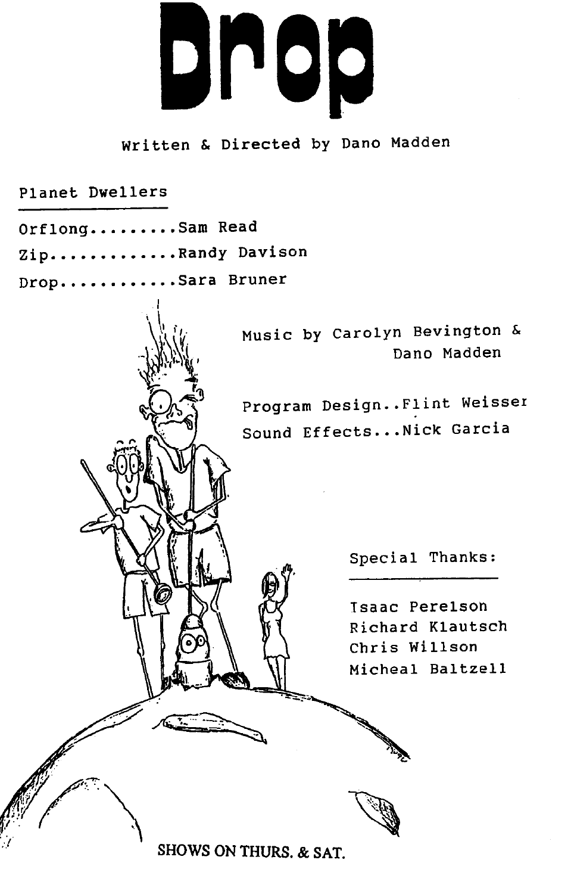# Drop

Written & Directed by Dano Madden

## Planet Dwellers

Orflong.........Sam Read

Zip.............Randy Davison

Drop............Sara Bruner

Music by Carolyn Bevington & Dano Madden

Program Design..Flint Weisser

Sound Effects...Nick Garcia

## Special Thanks:

Isaac Perelson

Richard Klautsch

Chris Willson

Micheal Baltzell

SHOWS ON THURS. & SAT.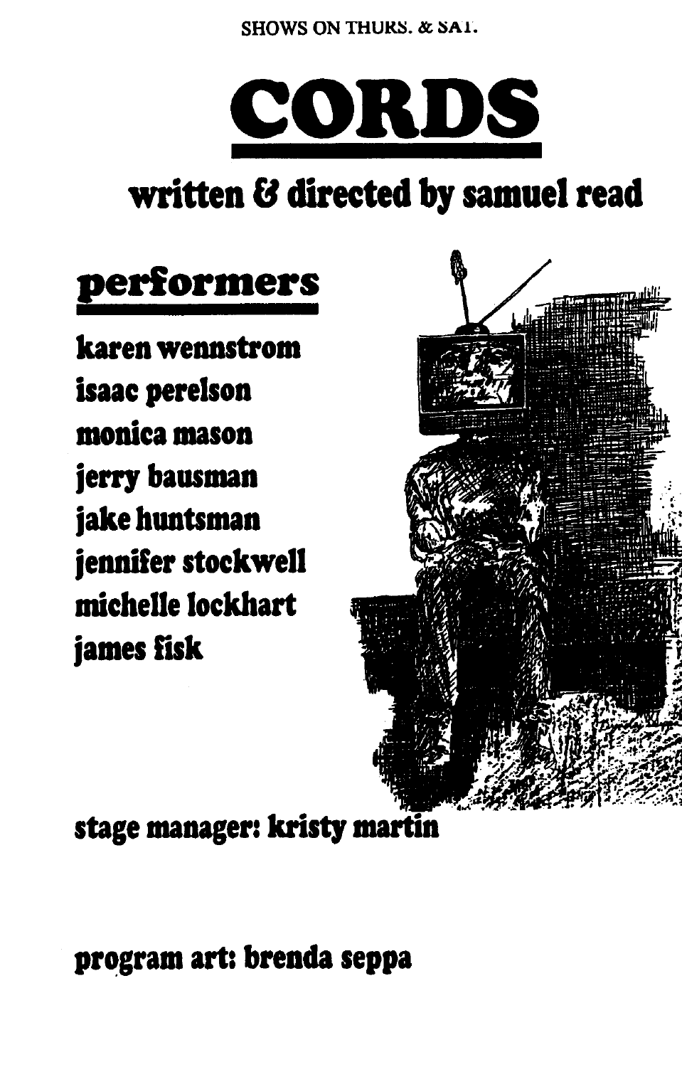SHOWS ON THURS. & SAT.

# CORDS

## written & directed by samuel read

## performers

karen wennstrom
isaac perelson
monica mason
jerry bausman
jake huntsman
jennifer stockwell
michelle lockhart
james fisk

**stage manager: kristy martin**

**program art: brenda seppa**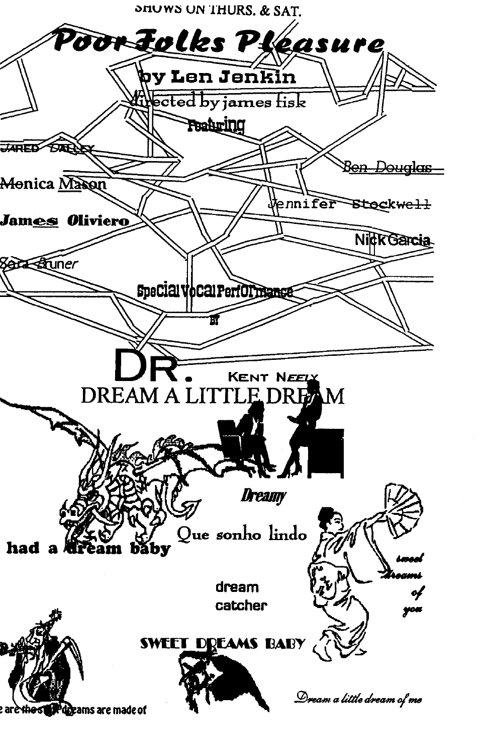SHOWS ON THURS. & SAT.

# Poor Folks Pleasure

**by Len Jenkin**

directed by james fisk

**Featuring**

JARED DALLEY

Ben Douglas

Monica Mason

Jennifer Stockwell

**James Oliviero**

Nick Garcia

Sara Bruner

Special Vocal Performance

BY

# DR. KENT NEELY

DREAM A LITTLE DREAM

*Dreamy*

Que sonho lindo

**had a dream baby**

*sweet dreams of you*

dream catcher

**SWEET DREAMS BABY**

are the stuff dreams are made of

*Dream a little dream of me*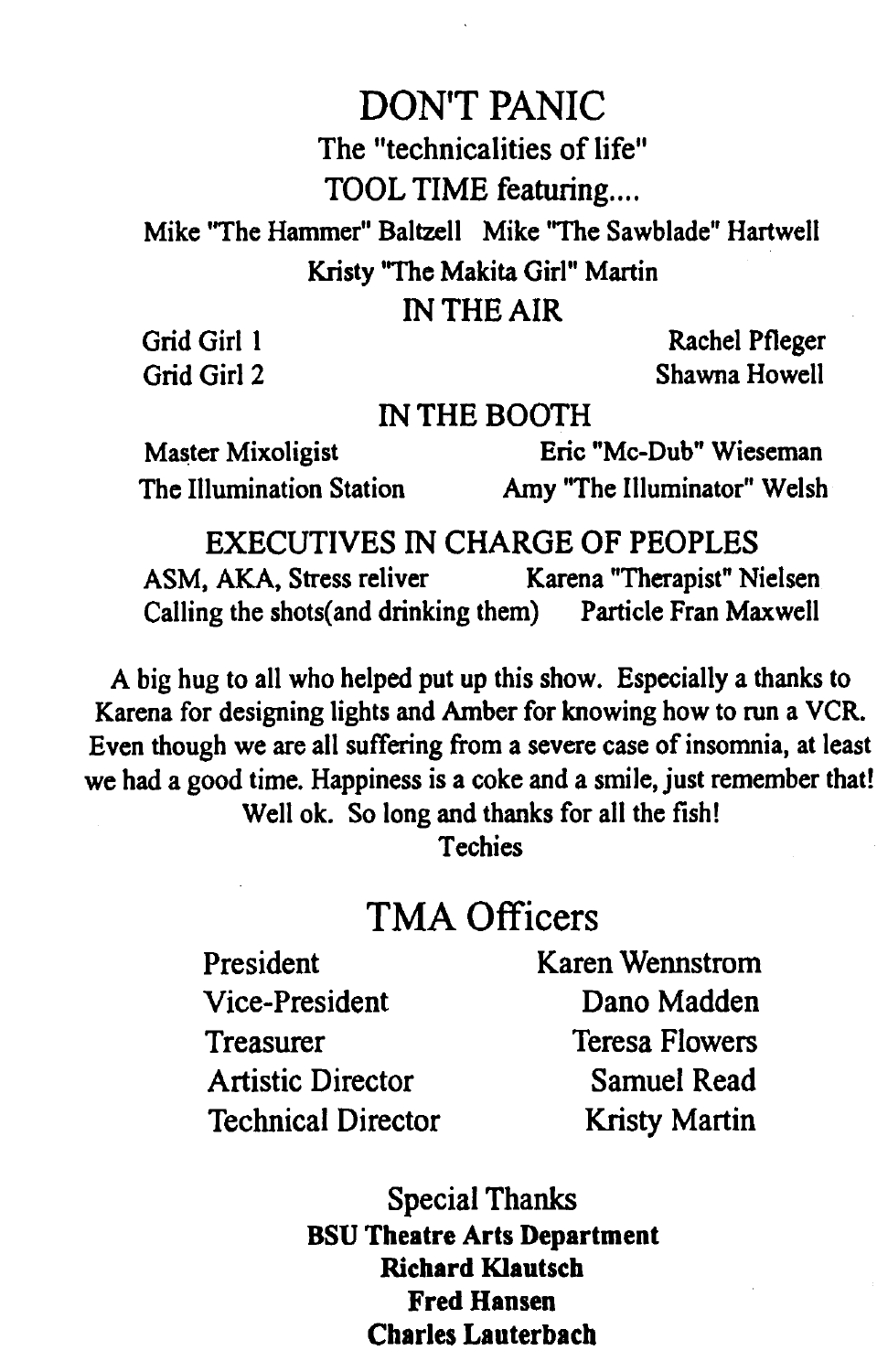# DON'T PANIC

The "technicalities of life"

TOOL TIME featuring....

Mike "The Hammer" Baltzell Mike "The Sawblade" Hartwell

Kristy "The Makita Girl" Martin

## IN THE AIR

| | |
|---|---|
| Grid Girl 1 | Rachel Pfleger |
| Grid Girl 2 | Shawna Howell |

## IN THE BOOTH

| | |
|---|---|
| Master Mixoligist | Eric "Mc-Dub" Wieseman |
| The Illumination Station | Amy "The Illuminator" Welsh |

## EXECUTIVES IN CHARGE OF PEOPLES

| | |
|---|---|
| ASM, AKA, Stress reliver | Karena "Therapist" Nielsen |
| Calling the shots(and drinking them) | Particle Fran Maxwell |

A big hug to all who helped put up this show. Especially a thanks to Karena for designing lights and Amber for knowing how to run a VCR. Even though we are all suffering from a severe case of insomnia, at least we had a good time. Happiness is a coke and a smile, just remember that! Well ok. So long and thanks for all the fish!

Techies

# TMA Officers

| | |
|---|---|
| President | Karen Wennstrom |
| Vice-President | Dano Madden |
| Treasurer | Teresa Flowers |
| Artistic Director | Samuel Read |
| Technical Director | Kristy Martin |

## Special Thanks

**BSU Theatre Arts Department**

**Richard Klautsch**

**Fred Hansen**

**Charles Lauterbach**